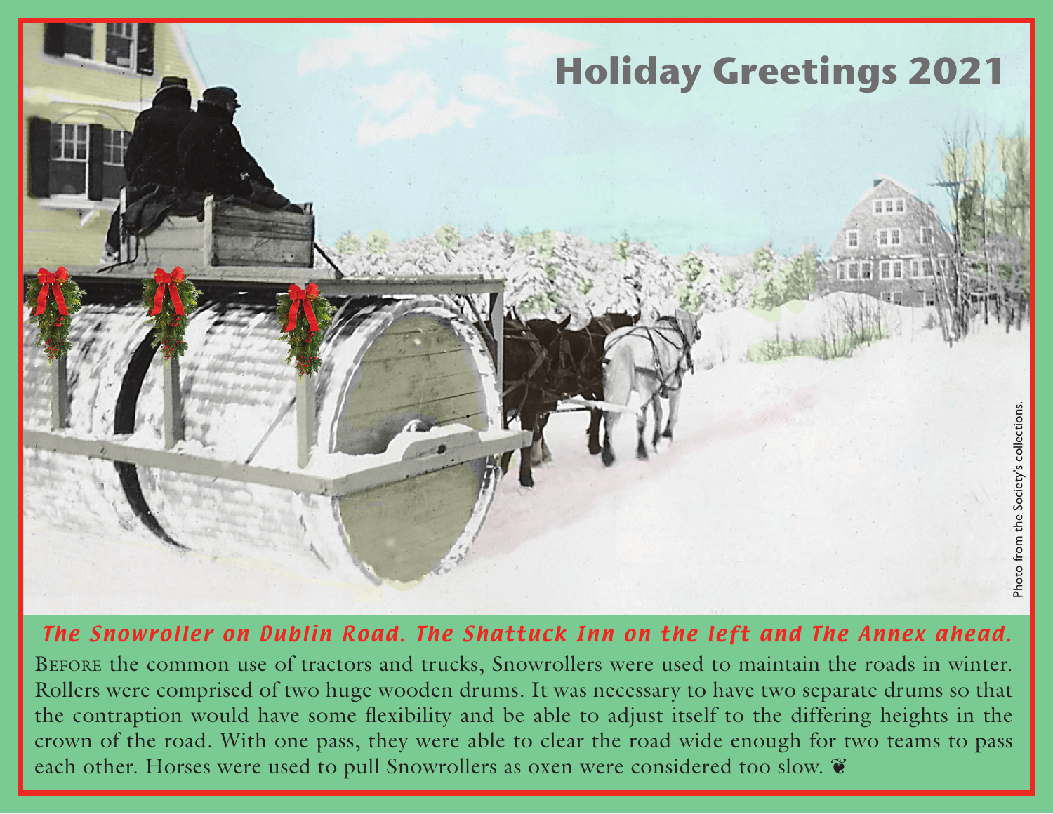# Holiday Greetings 2021

Photo from the Society's collections.

***The Snowroller on Dublin Road. The Shattuck Inn on the left and The Annex ahead.***

Before the common use of tractors and trucks, Snowrollers were used to maintain the roads in winter. Rollers were comprised of two huge wooden drums. It was necessary to have two separate drums so that the contraption would have some flexibility and be able to adjust itself to the differing heights in the crown of the road. With one pass, they were able to clear the road wide enough for two teams to pass each other. Horses were used to pull Snowrollers as oxen were considered too slow. ❦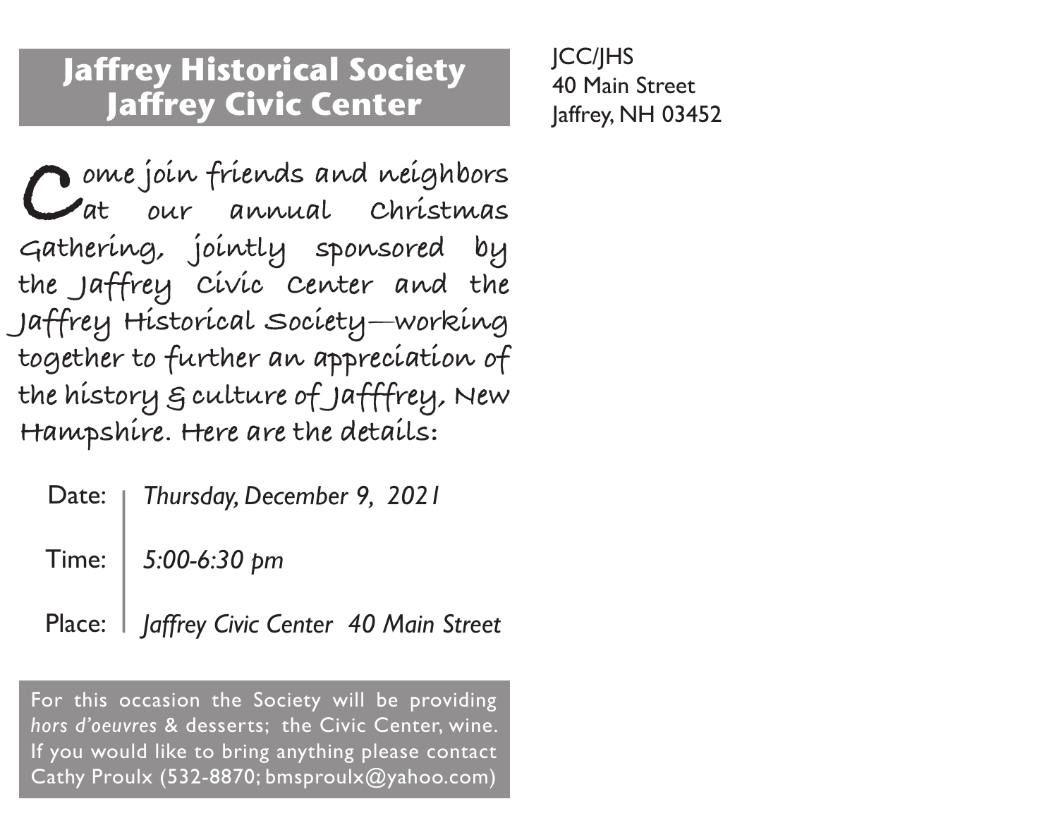# Jaffrey Historical Society
# Jaffrey Civic Center

JCC/JHS
40 Main Street
Jaffrey, NH 03452

Come join friends and neighbors at our annual Christmas Gathering, jointly sponsored by the Jaffrey Civic Center and the Jaffrey Historical Society—working together to further an appreciation of the history & culture of Jafffrey, New Hampshire. Here are the details:

| | |
|---|---|
| Date: | *Thursday, December 9, 2021* |
| Time: | *5:00-6:30 pm* |
| Place: | *Jaffrey Civic Center 40 Main Street* |

For this occasion the Society will be providing *hors d'oeuvres* & desserts; the Civic Center, wine. If you would like to bring anything please contact Cathy Proulx (532-8870; bmsproulx@yahoo.com)